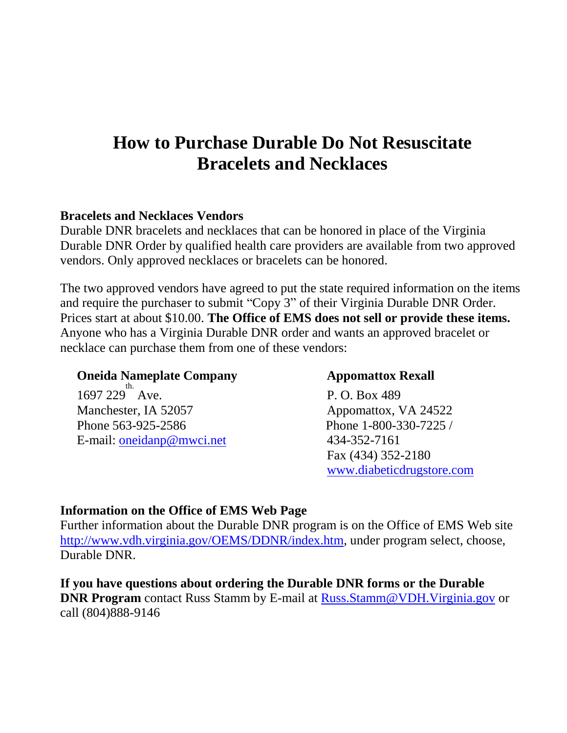# How to Purchase Durable Do Not Resuscitate Bracelets and Necklaces

**Bracelets and Necklaces Vendors**

Durable DNR bracelets and necklaces that can be honored in place of the Virginia Durable DNR Order by qualified health care providers are available from two approved vendors. Only approved necklaces or bracelets can be honored.

The two approved vendors have agreed to put the state required information on the items and require the purchaser to submit "Copy 3" of their Virginia Durable DNR Order. Prices start at about $10.00. **The Office of EMS does not sell or provide these items.** Anyone who has a Virginia Durable DNR order and wants an approved bracelet or necklace can purchase them from one of these vendors:

**Oneida Nameplate Company**
1697 229th Ave.
Manchester, IA 52057
Phone 563-925-2586
E-mail: oneidanp@mwci.net

**Appomattox Rexall**
P. O. Box 489
Appomattox, VA 24522
Phone 1-800-330-7225 / 434-352-7161
Fax (434) 352-2180
www.diabeticdrugstore.com

**Information on the Office of EMS Web Page**

Further information about the Durable DNR program is on the Office of EMS Web site http://www.vdh.virginia.gov/OEMS/DDNR/index.htm, under program select, choose, Durable DNR.

**If you have questions about ordering the Durable DNR forms or the Durable DNR Program** contact Russ Stamm by E-mail at Russ.Stamm@VDH.Virginia.gov or call (804)888-9146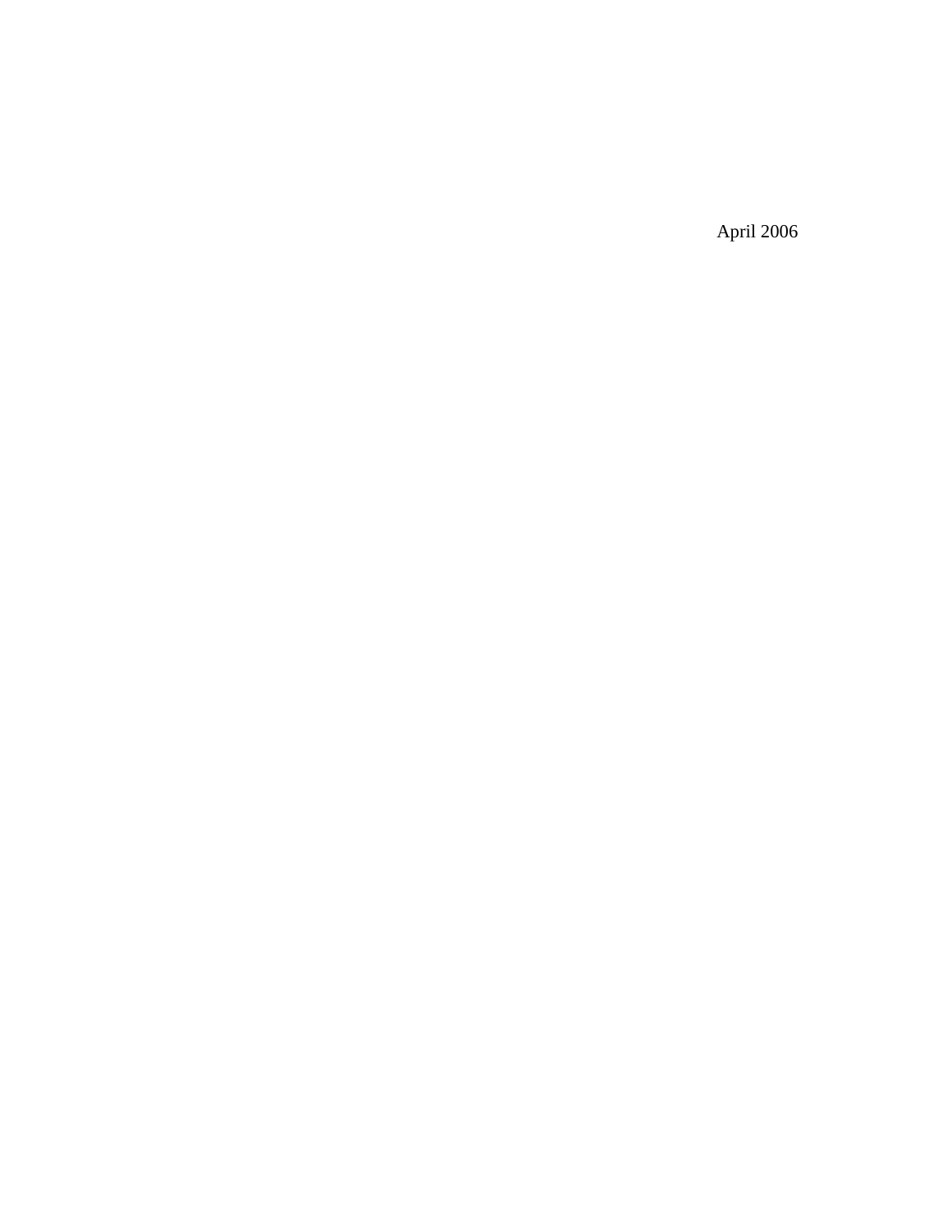April 2006